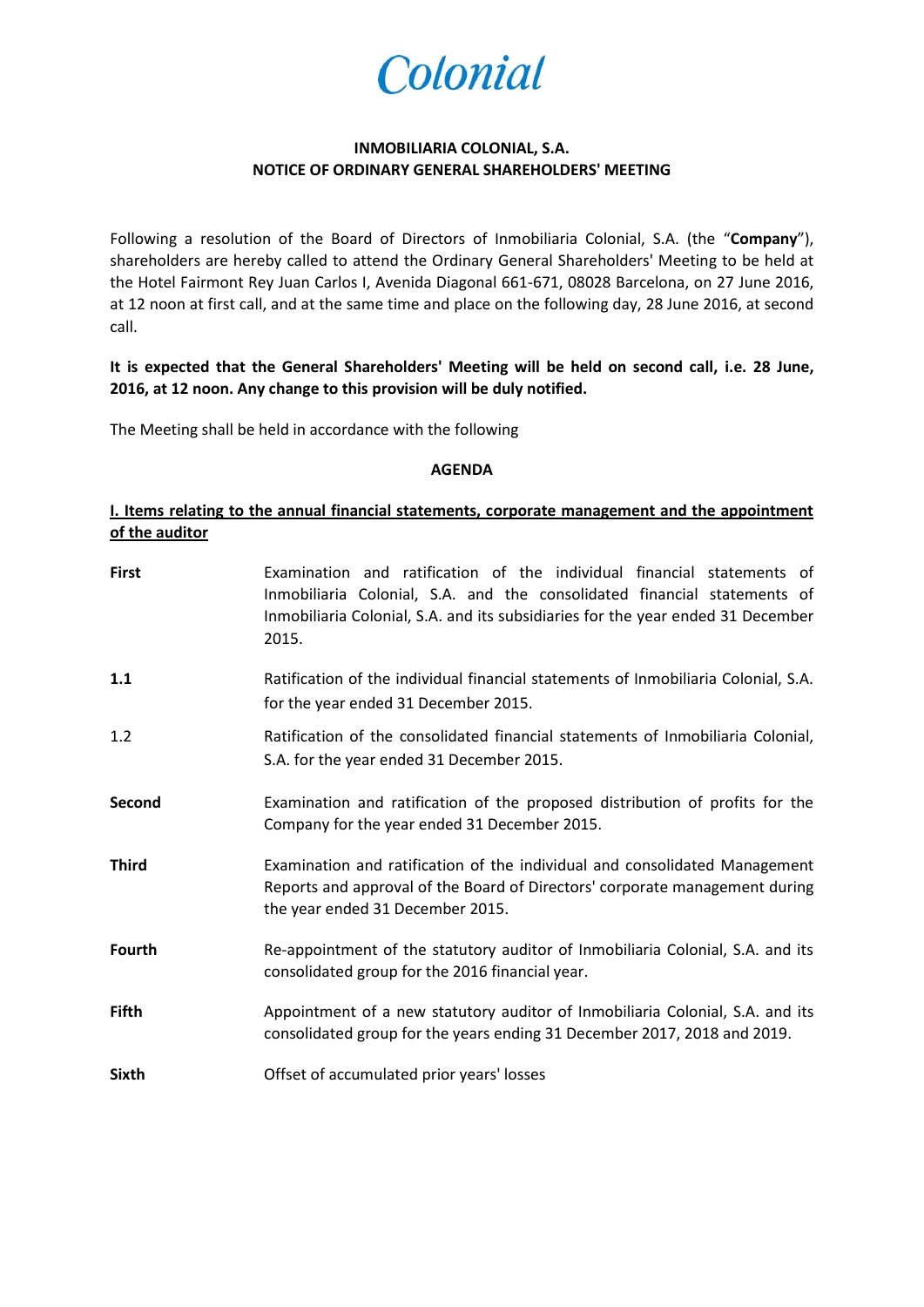Colonial

**INMOBILIARIA COLONIAL, S.A.**
**NOTICE OF ORDINARY GENERAL SHAREHOLDERS' MEETING**

Following a resolution of the Board of Directors of Inmobiliaria Colonial, S.A. (the "**Company**"), shareholders are hereby called to attend the Ordinary General Shareholders' Meeting to be held at the Hotel Fairmont Rey Juan Carlos I, Avenida Diagonal 661-671, 08028 Barcelona, on 27 June 2016, at 12 noon at first call, and at the same time and place on the following day, 28 June 2016, at second call.

**It is expected that the General Shareholders' Meeting will be held on second call, i.e. 28 June, 2016, at 12 noon. Any change to this provision will be duly notified.**

The Meeting shall be held in accordance with the following

**AGENDA**

**I. Items relating to the annual financial statements, corporate management and the appointment of the auditor**

**First** Examination and ratification of the individual financial statements of Inmobiliaria Colonial, S.A. and the consolidated financial statements of Inmobiliaria Colonial, S.A. and its subsidiaries for the year ended 31 December 2015.

**1.1** Ratification of the individual financial statements of Inmobiliaria Colonial, S.A. for the year ended 31 December 2015.

1.2 Ratification of the consolidated financial statements of Inmobiliaria Colonial, S.A. for the year ended 31 December 2015.

**Second** Examination and ratification of the proposed distribution of profits for the Company for the year ended 31 December 2015.

**Third** Examination and ratification of the individual and consolidated Management Reports and approval of the Board of Directors' corporate management during the year ended 31 December 2015.

**Fourth** Re-appointment of the statutory auditor of Inmobiliaria Colonial, S.A. and its consolidated group for the 2016 financial year.

**Fifth** Appointment of a new statutory auditor of Inmobiliaria Colonial, S.A. and its consolidated group for the years ending 31 December 2017, 2018 and 2019.

**Sixth** Offset of accumulated prior years' losses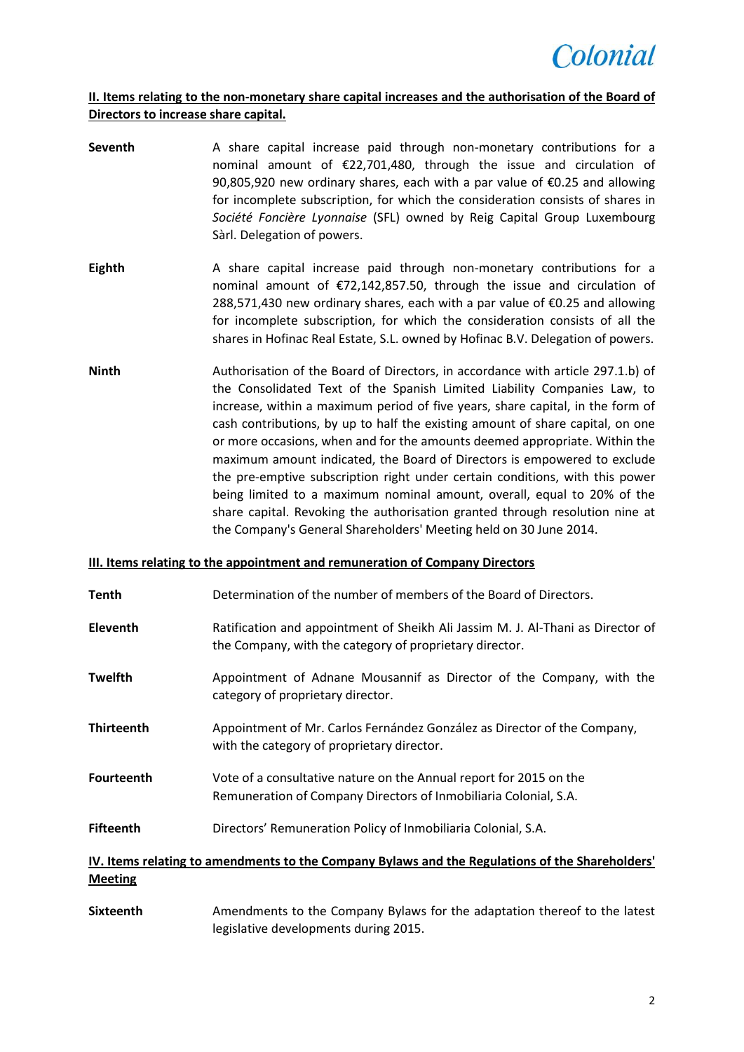**II. Items relating to the non-monetary share capital increases and the authorisation of the Board of Directors to increase share capital.**

**Seventh** A share capital increase paid through non-monetary contributions for a nominal amount of €22,701,480, through the issue and circulation of 90,805,920 new ordinary shares, each with a par value of €0.25 and allowing for incomplete subscription, for which the consideration consists of shares in *Société Foncière Lyonnaise* (SFL) owned by Reig Capital Group Luxembourg Sàrl. Delegation of powers.

**Eighth** A share capital increase paid through non-monetary contributions for a nominal amount of €72,142,857.50, through the issue and circulation of 288,571,430 new ordinary shares, each with a par value of €0.25 and allowing for incomplete subscription, for which the consideration consists of all the shares in Hofinac Real Estate, S.L. owned by Hofinac B.V. Delegation of powers.

**Ninth** Authorisation of the Board of Directors, in accordance with article 297.1.b) of the Consolidated Text of the Spanish Limited Liability Companies Law, to increase, within a maximum period of five years, share capital, in the form of cash contributions, by up to half the existing amount of share capital, on one or more occasions, when and for the amounts deemed appropriate. Within the maximum amount indicated, the Board of Directors is empowered to exclude the pre-emptive subscription right under certain conditions, with this power being limited to a maximum nominal amount, overall, equal to 20% of the share capital. Revoking the authorisation granted through resolution nine at the Company's General Shareholders' Meeting held on 30 June 2014.

**III. Items relating to the appointment and remuneration of Company Directors**

**Tenth** Determination of the number of members of the Board of Directors.

**Eleventh** Ratification and appointment of Sheikh Ali Jassim M. J. Al-Thani as Director of the Company, with the category of proprietary director.

**Twelfth** Appointment of Adnane Mousannif as Director of the Company, with the category of proprietary director.

**Thirteenth** Appointment of Mr. Carlos Fernández González as Director of the Company, with the category of proprietary director.

**Fourteenth** Vote of a consultative nature on the Annual report for 2015 on the Remuneration of Company Directors of Inmobiliaria Colonial, S.A.

**Fifteenth** Directors' Remuneration Policy of Inmobiliaria Colonial, S.A.

**IV. Items relating to amendments to the Company Bylaws and the Regulations of the Shareholders' Meeting**

**Sixteenth** Amendments to the Company Bylaws for the adaptation thereof to the latest legislative developments during 2015.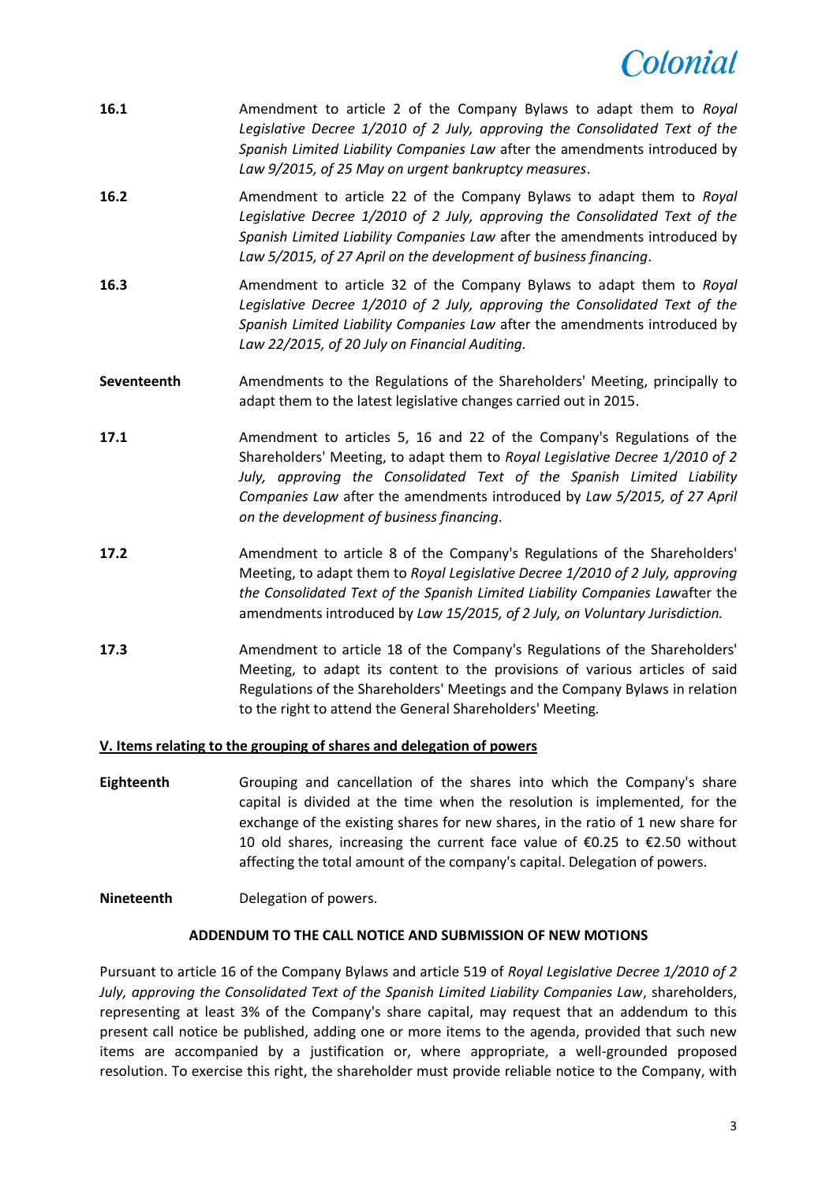**16.1** Amendment to article 2 of the Company Bylaws to adapt them to *Royal Legislative Decree 1/2010 of 2 July, approving the Consolidated Text of the Spanish Limited Liability Companies Law* after the amendments introduced by *Law 9/2015, of 25 May on urgent bankruptcy measures*.

**16.2** Amendment to article 22 of the Company Bylaws to adapt them to *Royal Legislative Decree 1/2010 of 2 July, approving the Consolidated Text of the Spanish Limited Liability Companies Law* after the amendments introduced by *Law 5/2015, of 27 April on the development of business financing*.

**16.3** Amendment to article 32 of the Company Bylaws to adapt them to *Royal Legislative Decree 1/2010 of 2 July, approving the Consolidated Text of the Spanish Limited Liability Companies Law* after the amendments introduced by *Law 22/2015, of 20 July on Financial Auditing.*

**Seventeenth** Amendments to the Regulations of the Shareholders' Meeting, principally to adapt them to the latest legislative changes carried out in 2015.

**17.1** Amendment to articles 5, 16 and 22 of the Company's Regulations of the Shareholders' Meeting, to adapt them to *Royal Legislative Decree 1/2010 of 2 July, approving the Consolidated Text of the Spanish Limited Liability Companies Law* after the amendments introduced by *Law 5/2015, of 27 April on the development of business financing*.

**17.2** Amendment to article 8 of the Company's Regulations of the Shareholders' Meeting, to adapt them to *Royal Legislative Decree 1/2010 of 2 July, approving the Consolidated Text of the Spanish Limited Liability Companies Law*after the amendments introduced by *Law 15/2015, of 2 July, on Voluntary Jurisdiction.*

**17.3** Amendment to article 18 of the Company's Regulations of the Shareholders' Meeting, to adapt its content to the provisions of various articles of said Regulations of the Shareholders' Meetings and the Company Bylaws in relation to the right to attend the General Shareholders' Meeting*.*

**V. Items relating to the grouping of shares and delegation of powers**

**Eighteenth** Grouping and cancellation of the shares into which the Company's share capital is divided at the time when the resolution is implemented, for the exchange of the existing shares for new shares, in the ratio of 1 new share for 10 old shares, increasing the current face value of €0.25 to €2.50 without affecting the total amount of the company's capital. Delegation of powers.

**Nineteenth** Delegation of powers.

**ADDENDUM TO THE CALL NOTICE AND SUBMISSION OF NEW MOTIONS**

Pursuant to article 16 of the Company Bylaws and article 519 of *Royal Legislative Decree 1/2010 of 2 July, approving the Consolidated Text of the Spanish Limited Liability Companies Law*, shareholders, representing at least 3% of the Company's share capital, may request that an addendum to this present call notice be published, adding one or more items to the agenda, provided that such new items are accompanied by a justification or, where appropriate, a well-grounded proposed resolution. To exercise this right, the shareholder must provide reliable notice to the Company, with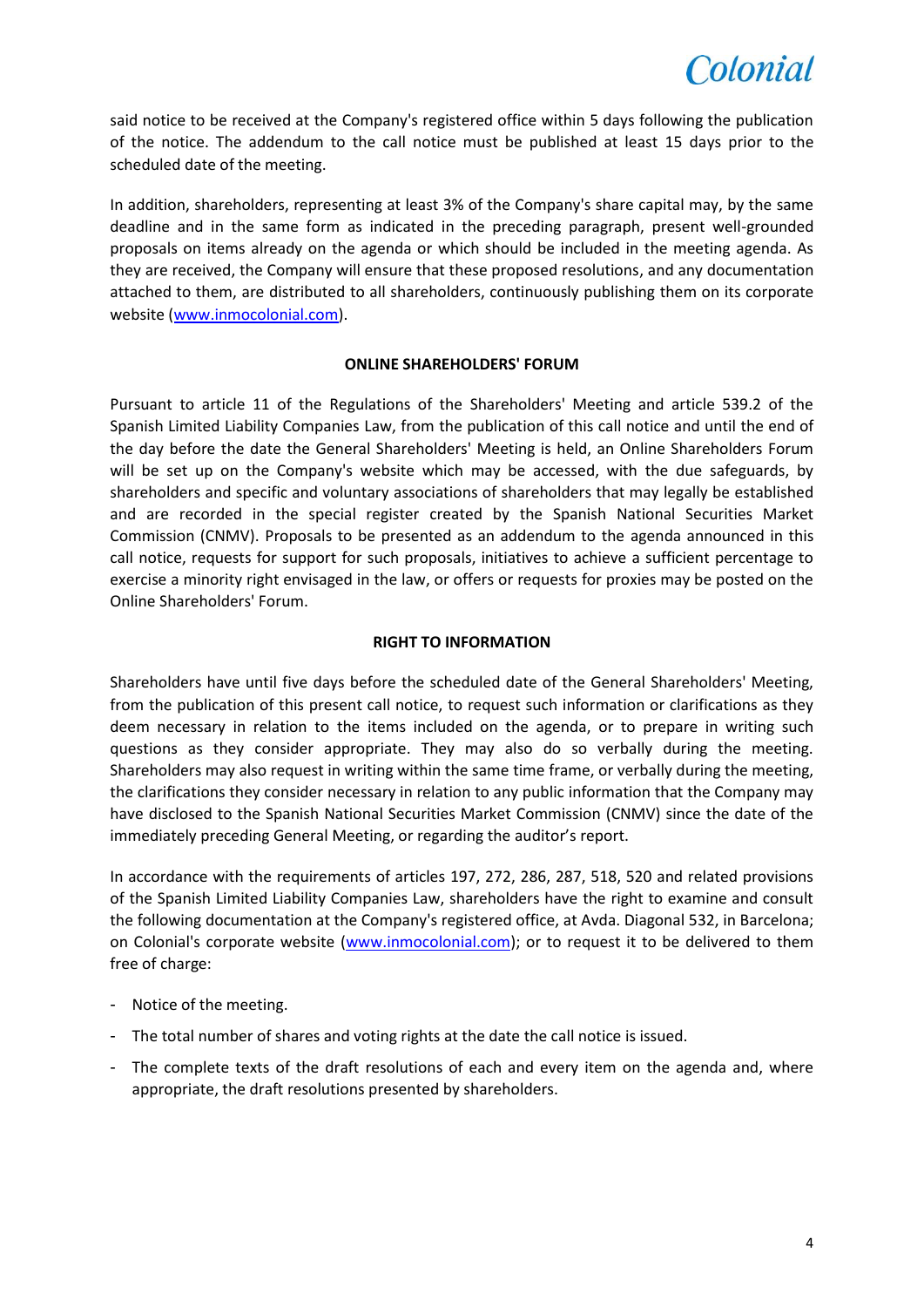said notice to be received at the Company's registered office within 5 days following the publication of the notice. The addendum to the call notice must be published at least 15 days prior to the scheduled date of the meeting.

In addition, shareholders, representing at least 3% of the Company's share capital may, by the same deadline and in the same form as indicated in the preceding paragraph, present well-grounded proposals on items already on the agenda or which should be included in the meeting agenda. As they are received, the Company will ensure that these proposed resolutions, and any documentation attached to them, are distributed to all shareholders, continuously publishing them on its corporate website (www.inmocolonial.com).

**ONLINE SHAREHOLDERS' FORUM**

Pursuant to article 11 of the Regulations of the Shareholders' Meeting and article 539.2 of the Spanish Limited Liability Companies Law, from the publication of this call notice and until the end of the day before the date the General Shareholders' Meeting is held, an Online Shareholders Forum will be set up on the Company's website which may be accessed, with the due safeguards, by shareholders and specific and voluntary associations of shareholders that may legally be established and are recorded in the special register created by the Spanish National Securities Market Commission (CNMV). Proposals to be presented as an addendum to the agenda announced in this call notice, requests for support for such proposals, initiatives to achieve a sufficient percentage to exercise a minority right envisaged in the law, or offers or requests for proxies may be posted on the Online Shareholders' Forum.

**RIGHT TO INFORMATION**

Shareholders have until five days before the scheduled date of the General Shareholders' Meeting, from the publication of this present call notice, to request such information or clarifications as they deem necessary in relation to the items included on the agenda, or to prepare in writing such questions as they consider appropriate. They may also do so verbally during the meeting. Shareholders may also request in writing within the same time frame, or verbally during the meeting, the clarifications they consider necessary in relation to any public information that the Company may have disclosed to the Spanish National Securities Market Commission (CNMV) since the date of the immediately preceding General Meeting, or regarding the auditor's report.

In accordance with the requirements of articles 197, 272, 286, 287, 518, 520 and related provisions of the Spanish Limited Liability Companies Law, shareholders have the right to examine and consult the following documentation at the Company's registered office, at Avda. Diagonal 532, in Barcelona; on Colonial's corporate website (www.inmocolonial.com); or to request it to be delivered to them free of charge:

- Notice of the meeting.
- The total number of shares and voting rights at the date the call notice is issued.
- The complete texts of the draft resolutions of each and every item on the agenda and, where appropriate, the draft resolutions presented by shareholders.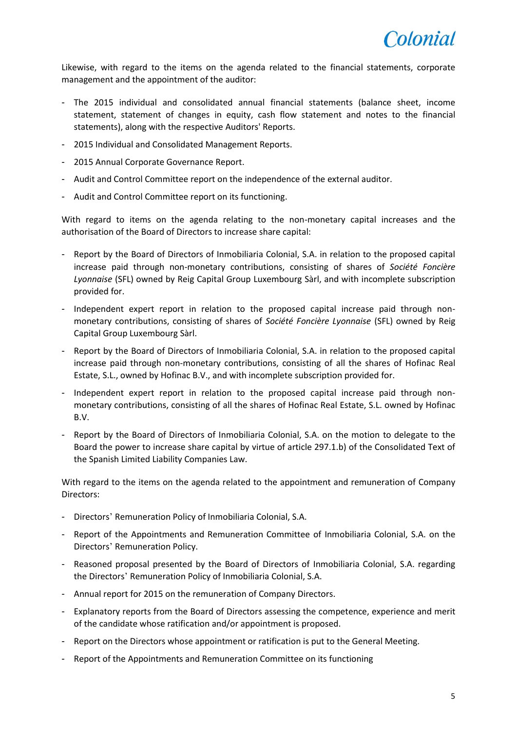Likewise, with regard to the items on the agenda related to the financial statements, corporate management and the appointment of the auditor:

- The 2015 individual and consolidated annual financial statements (balance sheet, income statement, statement of changes in equity, cash flow statement and notes to the financial statements), along with the respective Auditors' Reports.
- 2015 Individual and Consolidated Management Reports.
- 2015 Annual Corporate Governance Report.
- Audit and Control Committee report on the independence of the external auditor.
- Audit and Control Committee report on its functioning.

With regard to items on the agenda relating to the non-monetary capital increases and the authorisation of the Board of Directors to increase share capital:

- Report by the Board of Directors of Inmobiliaria Colonial, S.A. in relation to the proposed capital increase paid through non-monetary contributions, consisting of shares of *Société Foncière Lyonnaise* (SFL) owned by Reig Capital Group Luxembourg Sàrl, and with incomplete subscription provided for.
- Independent expert report in relation to the proposed capital increase paid through non-monetary contributions, consisting of shares of *Société Foncière Lyonnaise* (SFL) owned by Reig Capital Group Luxembourg Sàrl.
- Report by the Board of Directors of Inmobiliaria Colonial, S.A. in relation to the proposed capital increase paid through non-monetary contributions, consisting of all the shares of Hofinac Real Estate, S.L., owned by Hofinac B.V., and with incomplete subscription provided for.
- Independent expert report in relation to the proposed capital increase paid through non-monetary contributions, consisting of all the shares of Hofinac Real Estate, S.L. owned by Hofinac B.V.
- Report by the Board of Directors of Inmobiliaria Colonial, S.A. on the motion to delegate to the Board the power to increase share capital by virtue of article 297.1.b) of the Consolidated Text of the Spanish Limited Liability Companies Law.

With regard to the items on the agenda related to the appointment and remuneration of Company Directors:

- Directors' Remuneration Policy of Inmobiliaria Colonial, S.A.
- Report of the Appointments and Remuneration Committee of Inmobiliaria Colonial, S.A. on the Directors' Remuneration Policy.
- Reasoned proposal presented by the Board of Directors of Inmobiliaria Colonial, S.A. regarding the Directors' Remuneration Policy of Inmobiliaria Colonial, S.A.
- Annual report for 2015 on the remuneration of Company Directors.
- Explanatory reports from the Board of Directors assessing the competence, experience and merit of the candidate whose ratification and/or appointment is proposed.
- Report on the Directors whose appointment or ratification is put to the General Meeting.
- Report of the Appointments and Remuneration Committee on its functioning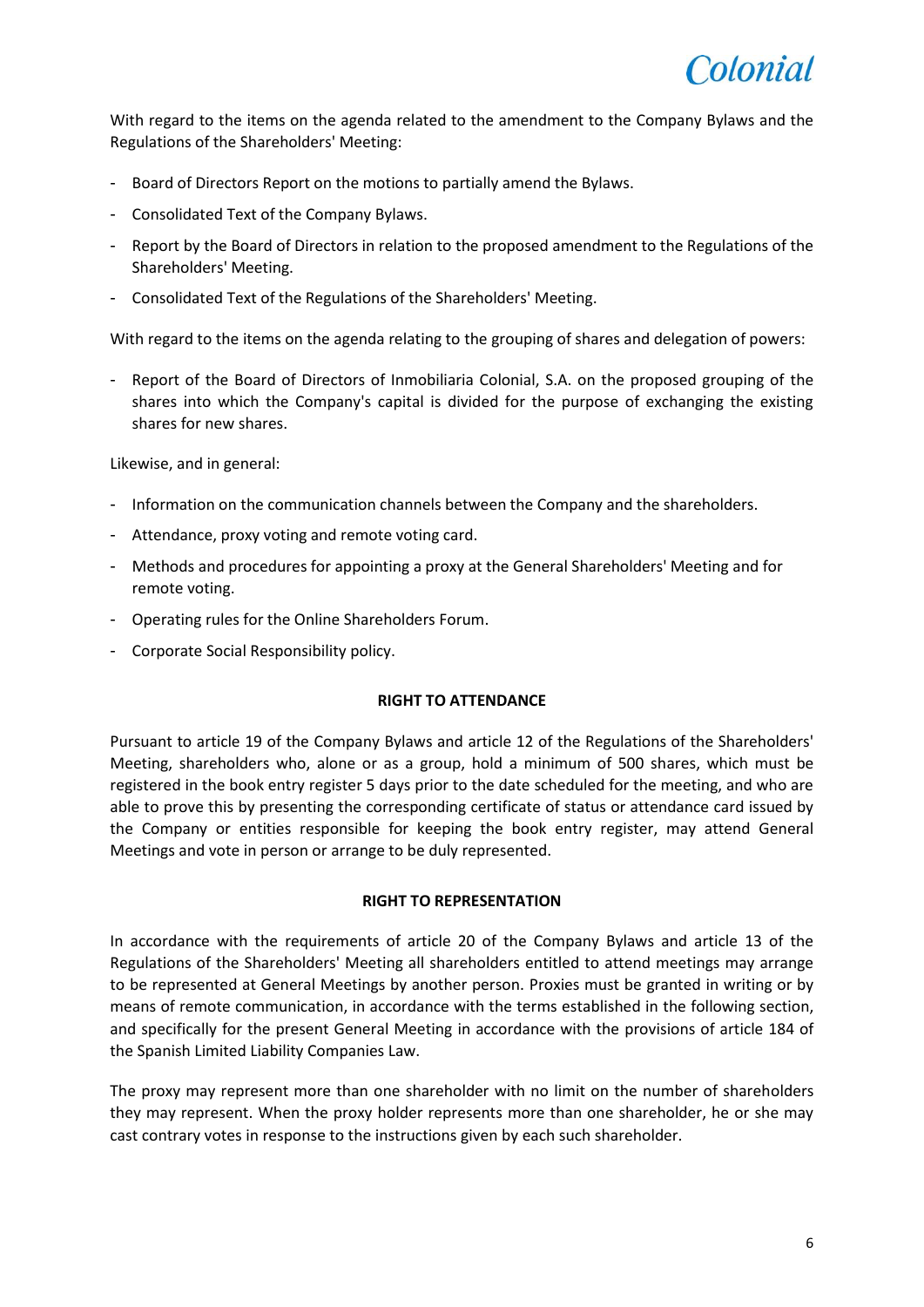With regard to the items on the agenda related to the amendment to the Company Bylaws and the Regulations of the Shareholders' Meeting:

- Board of Directors Report on the motions to partially amend the Bylaws.
- Consolidated Text of the Company Bylaws.
- Report by the Board of Directors in relation to the proposed amendment to the Regulations of the Shareholders' Meeting.
- Consolidated Text of the Regulations of the Shareholders' Meeting.

With regard to the items on the agenda relating to the grouping of shares and delegation of powers:

- Report of the Board of Directors of Inmobiliaria Colonial, S.A. on the proposed grouping of the shares into which the Company's capital is divided for the purpose of exchanging the existing shares for new shares.

Likewise, and in general:

- Information on the communication channels between the Company and the shareholders.
- Attendance, proxy voting and remote voting card.
- Methods and procedures for appointing a proxy at the General Shareholders' Meeting and for remote voting.
- Operating rules for the Online Shareholders Forum.
- Corporate Social Responsibility policy.

**RIGHT TO ATTENDANCE**

Pursuant to article 19 of the Company Bylaws and article 12 of the Regulations of the Shareholders' Meeting, shareholders who, alone or as a group, hold a minimum of 500 shares, which must be registered in the book entry register 5 days prior to the date scheduled for the meeting, and who are able to prove this by presenting the corresponding certificate of status or attendance card issued by the Company or entities responsible for keeping the book entry register, may attend General Meetings and vote in person or arrange to be duly represented.

**RIGHT TO REPRESENTATION**

In accordance with the requirements of article 20 of the Company Bylaws and article 13 of the Regulations of the Shareholders' Meeting all shareholders entitled to attend meetings may arrange to be represented at General Meetings by another person. Proxies must be granted in writing or by means of remote communication, in accordance with the terms established in the following section, and specifically for the present General Meeting in accordance with the provisions of article 184 of the Spanish Limited Liability Companies Law.

The proxy may represent more than one shareholder with no limit on the number of shareholders they may represent. When the proxy holder represents more than one shareholder, he or she may cast contrary votes in response to the instructions given by each such shareholder.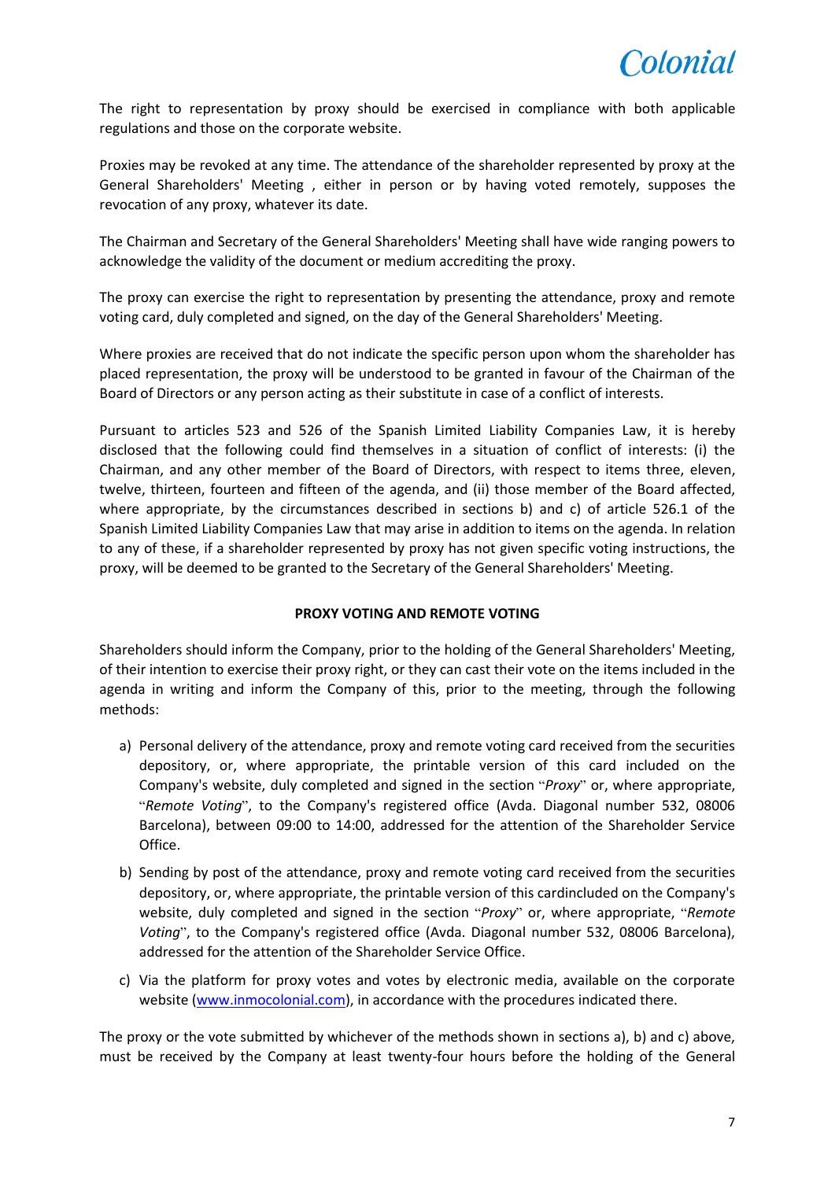The right to representation by proxy should be exercised in compliance with both applicable regulations and those on the corporate website.

Proxies may be revoked at any time. The attendance of the shareholder represented by proxy at the General Shareholders' Meeting , either in person or by having voted remotely, supposes the revocation of any proxy, whatever its date.

The Chairman and Secretary of the General Shareholders' Meeting shall have wide ranging powers to acknowledge the validity of the document or medium accrediting the proxy.

The proxy can exercise the right to representation by presenting the attendance, proxy and remote voting card, duly completed and signed, on the day of the General Shareholders' Meeting.

Where proxies are received that do not indicate the specific person upon whom the shareholder has placed representation, the proxy will be understood to be granted in favour of the Chairman of the Board of Directors or any person acting as their substitute in case of a conflict of interests.

Pursuant to articles 523 and 526 of the Spanish Limited Liability Companies Law, it is hereby disclosed that the following could find themselves in a situation of conflict of interests: (i) the Chairman, and any other member of the Board of Directors, with respect to items three, eleven, twelve, thirteen, fourteen and fifteen of the agenda, and (ii) those member of the Board affected, where appropriate, by the circumstances described in sections b) and c) of article 526.1 of the Spanish Limited Liability Companies Law that may arise in addition to items on the agenda. In relation to any of these, if a shareholder represented by proxy has not given specific voting instructions, the proxy, will be deemed to be granted to the Secretary of the General Shareholders' Meeting.

**PROXY VOTING AND REMOTE VOTING**

Shareholders should inform the Company, prior to the holding of the General Shareholders' Meeting, of their intention to exercise their proxy right, or they can cast their vote on the items included in the agenda in writing and inform the Company of this, prior to the meeting, through the following methods:

a) Personal delivery of the attendance, proxy and remote voting card received from the securities depository, or, where appropriate, the printable version of this card included on the Company's website, duly completed and signed in the section "*Proxy*" or, where appropriate, "*Remote Voting*", to the Company's registered office (Avda. Diagonal number 532, 08006 Barcelona), between 09:00 to 14:00, addressed for the attention of the Shareholder Service Office.

b) Sending by post of the attendance, proxy and remote voting card received from the securities depository, or, where appropriate, the printable version of this cardincluded on the Company's website, duly completed and signed in the section "*Proxy*" or, where appropriate, "*Remote Voting*", to the Company's registered office (Avda. Diagonal number 532, 08006 Barcelona), addressed for the attention of the Shareholder Service Office.

c) Via the platform for proxy votes and votes by electronic media, available on the corporate website (www.inmocolonial.com), in accordance with the procedures indicated there.

The proxy or the vote submitted by whichever of the methods shown in sections a), b) and c) above, must be received by the Company at least twenty-four hours before the holding of the General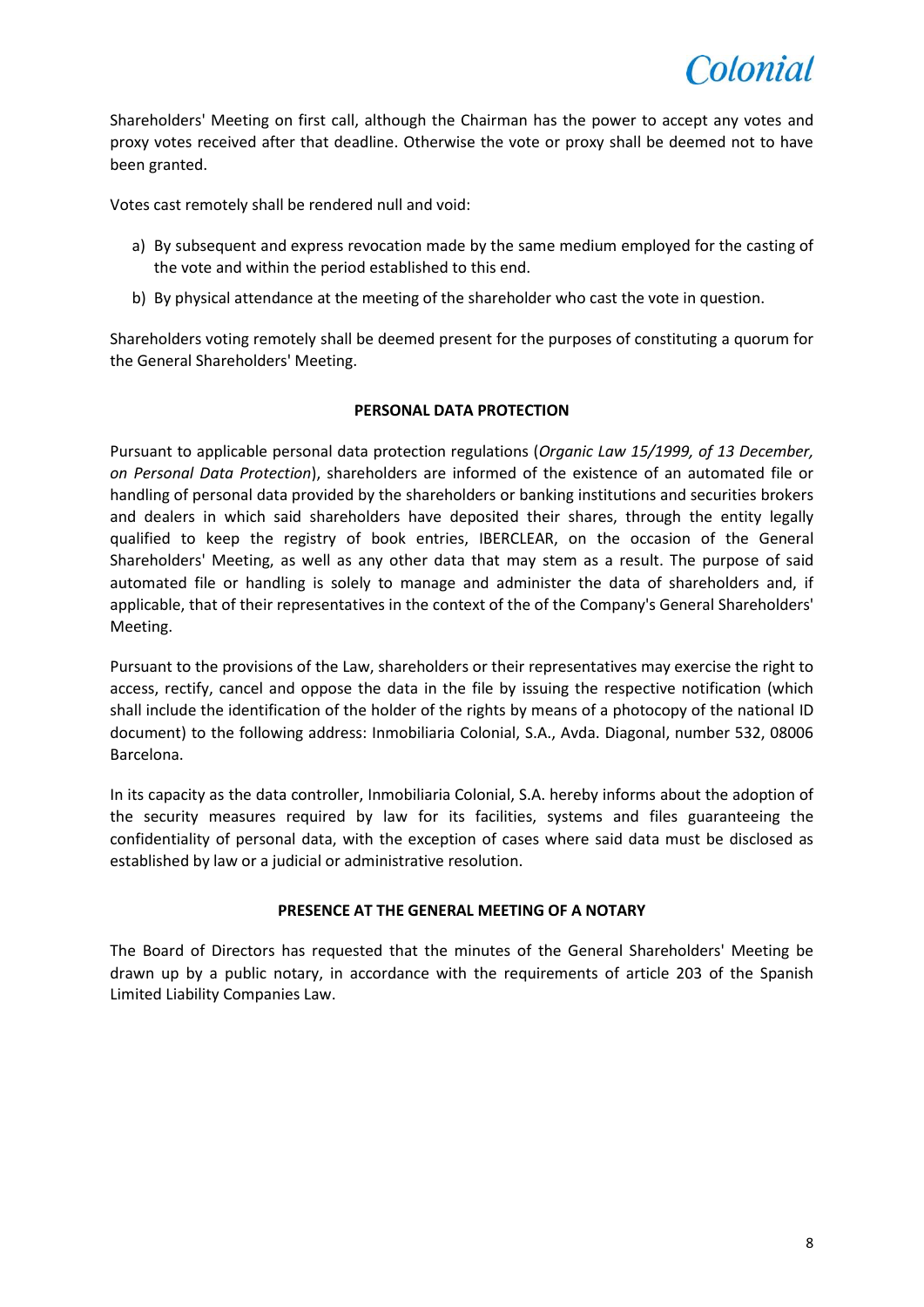Shareholders' Meeting on first call, although the Chairman has the power to accept any votes and proxy votes received after that deadline. Otherwise the vote or proxy shall be deemed not to have been granted.

Votes cast remotely shall be rendered null and void:

a) By subsequent and express revocation made by the same medium employed for the casting of the vote and within the period established to this end.

b) By physical attendance at the meeting of the shareholder who cast the vote in question.

Shareholders voting remotely shall be deemed present for the purposes of constituting a quorum for the General Shareholders' Meeting.

**PERSONAL DATA PROTECTION**

Pursuant to applicable personal data protection regulations (*Organic Law 15/1999, of 13 December, on Personal Data Protection*), shareholders are informed of the existence of an automated file or handling of personal data provided by the shareholders or banking institutions and securities brokers and dealers in which said shareholders have deposited their shares, through the entity legally qualified to keep the registry of book entries, IBERCLEAR, on the occasion of the General Shareholders' Meeting, as well as any other data that may stem as a result. The purpose of said automated file or handling is solely to manage and administer the data of shareholders and, if applicable, that of their representatives in the context of the of the Company's General Shareholders' Meeting.

Pursuant to the provisions of the Law, shareholders or their representatives may exercise the right to access, rectify, cancel and oppose the data in the file by issuing the respective notification (which shall include the identification of the holder of the rights by means of a photocopy of the national ID document) to the following address: Inmobiliaria Colonial, S.A., Avda. Diagonal, number 532, 08006 Barcelona.

In its capacity as the data controller, Inmobiliaria Colonial, S.A. hereby informs about the adoption of the security measures required by law for its facilities, systems and files guaranteeing the confidentiality of personal data, with the exception of cases where said data must be disclosed as established by law or a judicial or administrative resolution.

**PRESENCE AT THE GENERAL MEETING OF A NOTARY**

The Board of Directors has requested that the minutes of the General Shareholders' Meeting be drawn up by a public notary, in accordance with the requirements of article 203 of the Spanish Limited Liability Companies Law.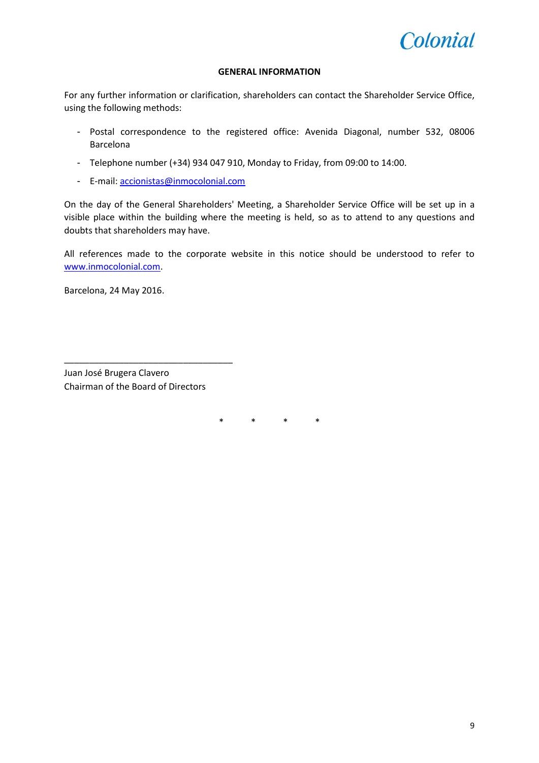**GENERAL INFORMATION**

For any further information or clarification, shareholders can contact the Shareholder Service Office, using the following methods:

- Postal correspondence to the registered office: Avenida Diagonal, number 532, 08006 Barcelona
- Telephone number (+34) 934 047 910, Monday to Friday, from 09:00 to 14:00.
- E-mail: accionistas@inmocolonial.com

On the day of the General Shareholders' Meeting, a Shareholder Service Office will be set up in a visible place within the building where the meeting is held, so as to attend to any questions and doubts that shareholders may have.

All references made to the corporate website in this notice should be understood to refer to www.inmocolonial.com.

Barcelona, 24 May 2016.

\_\_\_\_\_\_\_\_\_\_\_\_\_\_\_\_\_\_\_\_\_\_\_\_\_\_\_\_\_\_\_\_\_\_\_

Juan José Brugera Clavero
Chairman of the Board of Directors

\* \* \* \*